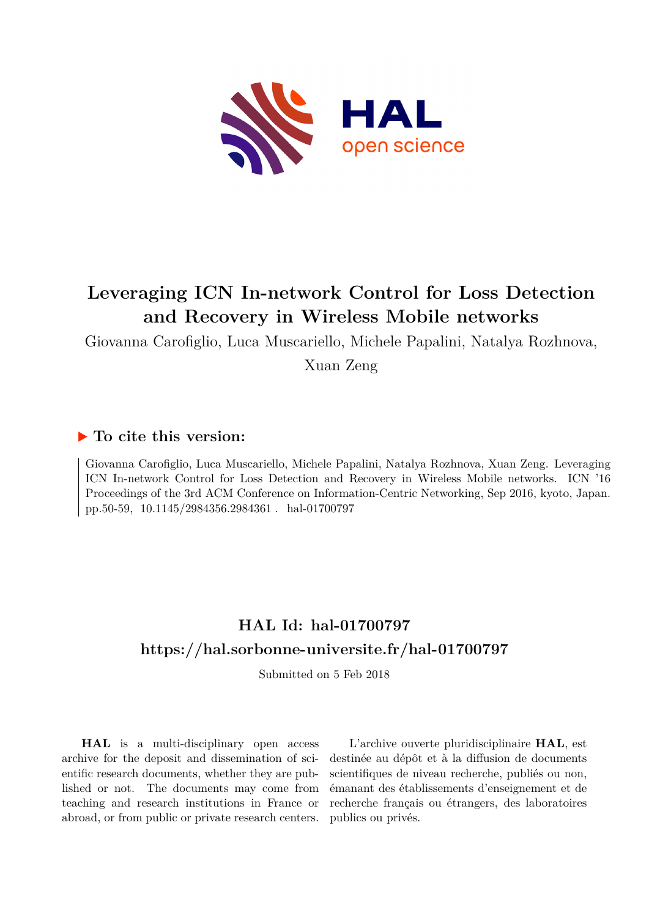# Leveraging ICN In-network Control for Loss Detection and Recovery in Wireless Mobile networks

Giovanna Carofiglio, Luca Muscariello, Michele Papalini, Natalya Rozhnova, Xuan Zeng

## ▶ To cite this version:

Giovanna Carofiglio, Luca Muscariello, Michele Papalini, Natalya Rozhnova, Xuan Zeng. Leveraging ICN In-network Control for Loss Detection and Recovery in Wireless Mobile networks. ICN '16 Proceedings of the 3rd ACM Conference on Information-Centric Networking, Sep 2016, kyoto, Japan. pp.50-59, 10.1145/2984356.2984361 . hal-01700797

## HAL Id: hal-01700797
## https://hal.sorbonne-universite.fr/hal-01700797

Submitted on 5 Feb 2018

**HAL** is a multi-disciplinary open access archive for the deposit and dissemination of scientific research documents, whether they are published or not. The documents may come from teaching and research institutions in France or abroad, or from public or private research centers.

L'archive ouverte pluridisciplinaire **HAL**, est destinée au dépôt et à la diffusion de documents scientifiques de niveau recherche, publiés ou non, émanant des établissements d'enseignement et de recherche français ou étrangers, des laboratoires publics ou privés.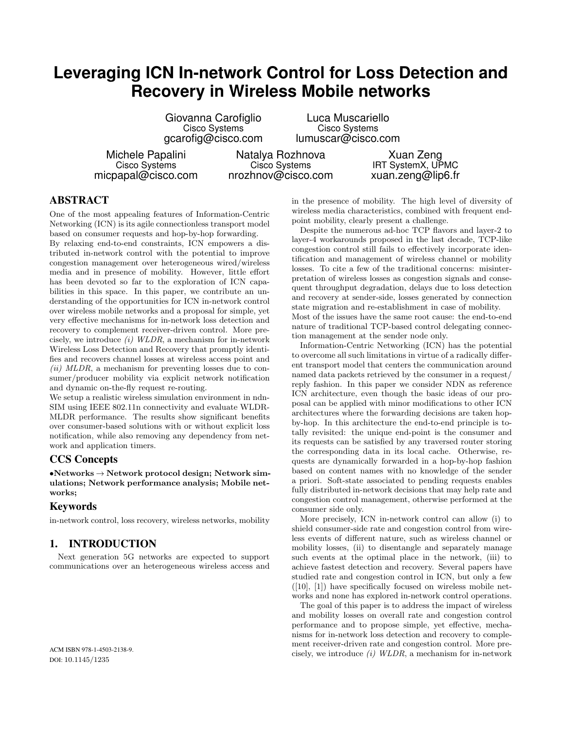# Leveraging ICN In-network Control for Loss Detection and Recovery in Wireless Mobile networks

Giovanna Carofiglio
Cisco Systems
gcarofig@cisco.com

Luca Muscariello
Cisco Systems
lumuscar@cisco.com

Michele Papalini
Cisco Systems
micpapal@cisco.com

Natalya Rozhnova
Cisco Systems
nrozhnov@cisco.com

Xuan Zeng
IRT SystemX, UPMC
xuan.zeng@lip6.fr

## ABSTRACT

One of the most appealing features of Information-Centric Networking (ICN) is its agile connectionless transport model based on consumer requests and hop-by-hop forwarding.

By relaxing end-to-end constraints, ICN empowers a distributed in-network control with the potential to improve congestion management over heterogeneous wired/wireless media and in presence of mobility. However, little effort has been devoted so far to the exploration of ICN capabilities in this space. In this paper, we contribute an understanding of the opportunities for ICN in-network control over wireless mobile networks and a proposal for simple, yet very effective mechanisms for in-network loss detection and recovery to complement receiver-driven control. More precisely, we introduce *(i) WLDR*, a mechanism for in-network Wireless Loss Detection and Recovery that promptly identifies and recovers channel losses at wireless access point and *(ii) MLDR*, a mechanism for preventing losses due to consumer/producer mobility via explicit network notification and dynamic on-the-fly request re-routing.

We setup a realistic wireless simulation environment in ndnSIM using IEEE 802.11n connectivity and evaluate WLDR-MLDR performance. The results show significant benefits over consumer-based solutions with or without explicit loss notification, while also removing any dependency from network and application timers.

## CCS Concepts

**•Networks → Network protocol design; Network simulations; Network performance analysis; Mobile networks;**

## Keywords

in-network control, loss recovery, wireless networks, mobility

## 1. INTRODUCTION

Next generation 5G networks are expected to support communications over an heterogeneous wireless access and in the presence of mobility. The high level of diversity of wireless media characteristics, combined with frequent endpoint mobility, clearly present a challenge.

Despite the numerous ad-hoc TCP flavors and layer-2 to layer-4 workarounds proposed in the last decade, TCP-like congestion control still fails to effectively incorporate identification and management of wireless channel or mobility losses. To cite a few of the traditional concerns: misinterpretation of wireless losses as congestion signals and consequent throughput degradation, delays due to loss detection and recovery at sender-side, losses generated by connection state migration and re-establishment in case of mobility.

Most of the issues have the same root cause: the end-to-end nature of traditional TCP-based control delegating connection management at the sender node only.

Information-Centric Networking (ICN) has the potential to overcome all such limitations in virtue of a radically different transport model that centers the communication around named data packets retrieved by the consumer in a request/reply fashion. In this paper we consider NDN as reference ICN architecture, even though the basic ideas of our proposal can be applied with minor modifications to other ICN architectures where the forwarding decisions are taken hop-by-hop. In this architecture the end-to-end principle is totally revisited: the unique end-point is the consumer and its requests can be satisfied by any traversed router storing the corresponding data in its local cache. Otherwise, requests are dynamically forwarded in a hop-by-hop fashion based on content names with no knowledge of the sender a priori. Soft-state associated to pending requests enables fully distributed in-network decisions that may help rate and congestion control management, otherwise performed at the consumer side only.

More precisely, ICN in-network control can allow (i) to shield consumer-side rate and congestion control from wireless events of different nature, such as wireless channel or mobility losses, (ii) to disentangle and separately manage such events at the optimal place in the network, (iii) to achieve fastest detection and recovery. Several papers have studied rate and congestion control in ICN, but only a few ([10], [1]) have specifically focused on wireless mobile networks and none has explored in-network control operations.

The goal of this paper is to address the impact of wireless and mobility losses on overall rate and congestion control performance and to propose simple, yet effective, mechanisms for in-network loss detection and recovery to complement receiver-driven rate and congestion control. More precisely, we introduce *(i) WLDR*, a mechanism for in-network

ACM ISBN 978-1-4503-2138-9.
DOI: 10.1145/1235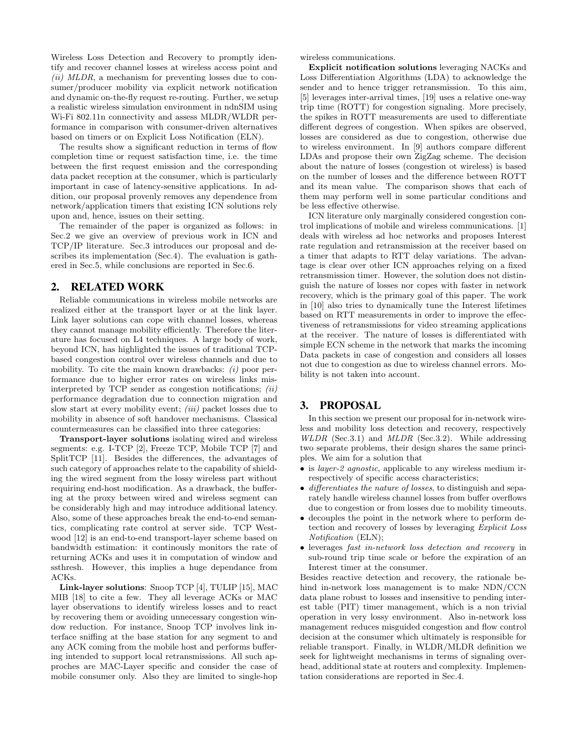Wireless Loss Detection and Recovery to promptly identify and recover channel losses at wireless access point and *(ii) MLDR*, a mechanism for preventing losses due to consumer/producer mobility via explicit network notification and dynamic on-the-fly request re-routing. Further, we setup a realistic wireless simulation environment in ndnSIM using Wi-Fi 802.11n connectivity and assess MLDR/WLDR performance in comparison with consumer-driven alternatives based on timers or on Explicit Loss Notification (ELN).

The results show a significant reduction in terms of flow completion time or request satisfaction time, i.e. the time between the first request emission and the corresponding data packet reception at the consumer, which is particularly important in case of latency-sensitive applications. In addition, our proposal provenly removes any dependence from network/application timers that existing ICN solutions rely upon and, hence, issues on their setting.

The remainder of the paper is organized as follows: in Sec.2 we give an overview of previous work in ICN and TCP/IP literature. Sec.3 introduces our proposal and describes its implementation (Sec.4). The evaluation is gathered in Sec.5, while conclusions are reported in Sec.6.

## 2. RELATED WORK

Reliable communications in wireless mobile networks are realized either at the transport layer or at the link layer. Link layer solutions can cope with channel losses, whereas they cannot manage mobility efficiently. Therefore the literature has focused on L4 techniques. A large body of work, beyond ICN, has highlighted the issues of traditional TCP-based congestion control over wireless channels and due to mobility. To cite the main known drawbacks: *(i)* poor performance due to higher error rates on wireless links misinterpreted by TCP sender as congestion notifications; *(ii)* performance degradation due to connection migration and slow start at every mobility event; *(iii)* packet losses due to mobility in absence of soft handover mechanisms. Classical countermeasures can be classified into three categories:

**Transport-layer solutions** isolating wired and wireless segments: e.g. I-TCP [2], Freeze TCP, Mobile TCP [7] and SplitTCP [11]. Besides the differences, the advantages of such category of approaches relate to the capability of shielding the wired segment from the lossy wireless part without requiring end-host modification. As a drawback, the buffering at the proxy between wired and wireless segment can be considerably high and may introduce additional latency. Also, some of these approaches break the end-to-end semantics, complicating rate control at server side. TCP Westwood [12] is an end-to-end transport-layer scheme based on bandwidth estimation: it continously monitors the rate of returning ACKs and uses it in computation of window and ssthresh. However, this implies a huge dependance from ACKs.

**Link-layer solutions**: Snoop TCP [4], TULIP [15], MAC MIB [18] to cite a few. They all leverage ACKs or MAC layer observations to identify wireless losses and to react by recovering them or avoiding unnecessary congestion window reduction. For instance, Snoop TCP involves link interface sniffing at the base station for any segment to and any ACK coming from the mobile host and performs buffering intended to support local retransmissions. All such approches are MAC-Layer specific and consider the case of mobile consumer only. Also they are limited to single-hop wireless communications.

**Explicit notification solutions** leveraging NACKs and Loss Differentiation Algorithms (LDA) to acknowledge the sender and to hence trigger retransmission. To this aim, [5] leverages inter-arrival times, [19] uses a relative one-way trip time (ROTT) for congestion signaling. More precisely, the spikes in ROTT measurements are used to differentiate different degrees of congestion. When spikes are observed, losses are considered as due to congestion, otherwise due to wireless environment. In [9] authors compare different LDAs and propose their own ZigZag scheme. The decision about the nature of losses (congestion ot wireless) is based on the number of losses and the difference between ROTT and its mean value. The comparison shows that each of them may perform well in some particular conditions and be less effective otherwise.

ICN literature only marginally considered congestion control implications of mobile and wireless communications. [1] deals with wireless ad hoc networks and proposes Interest rate regulation and retransmission at the receiver based on a timer that adapts to RTT delay variations. The advantage is clear over other ICN approaches relying on a fixed retransmission timer. However, the solution does not distinguish the nature of losses nor copes with faster in network recovery, which is the primary goal of this paper. The work in [10] also tries to dynamically tune the Interest lifetimes based on RTT measurements in order to improve the effectiveness of retransmissions for video streaming applications at the receiver. The nature of losses is differentiated with simple ECN scheme in the network that marks the incoming Data packets in case of congestion and considers all losses not due to congestion as due to wireless channel errors. Mobility is not taken into account.

## 3. PROPOSAL

In this section we present our proposal for in-network wireless and mobility loss detection and recovery, respectively *WLDR* (Sec.3.1) and *MLDR* (Sec.3.2). While addressing two separate problems, their design shares the same principles. We aim for a solution that

- is *layer-2 agnostic*, applicable to any wireless medium irrespectively of specific access characteristics;
- *differentiates the nature of losses*, to distinguish and separately handle wireless channel losses from buffer overflows due to congestion or from losses due to mobility timeouts.
- decouples the point in the network where to perform detection and recovery of losses by leveraging *Explicit Loss Notification* (ELN);
- leverages *fast in-network loss detection and recovery* in sub-round trip time scale or before the expiration of an Interest timer at the consumer.

Besides reactive detection and recovery, the rationale behind in-network loss management is to make NDN/CCN data plane robust to losses and insensitive to pending interest table (PIT) timer management, which is a non trivial operation in very lossy environment. Also in-network loss management reduces misguided congestion and flow control decision at the consumer which ultimately is responsible for reliable transport. Finally, in WLDR/MLDR definition we seek for lightweight mechanisms in terms of signaling overhead, additional state at routers and complexity. Implementation considerations are reported in Sec.4.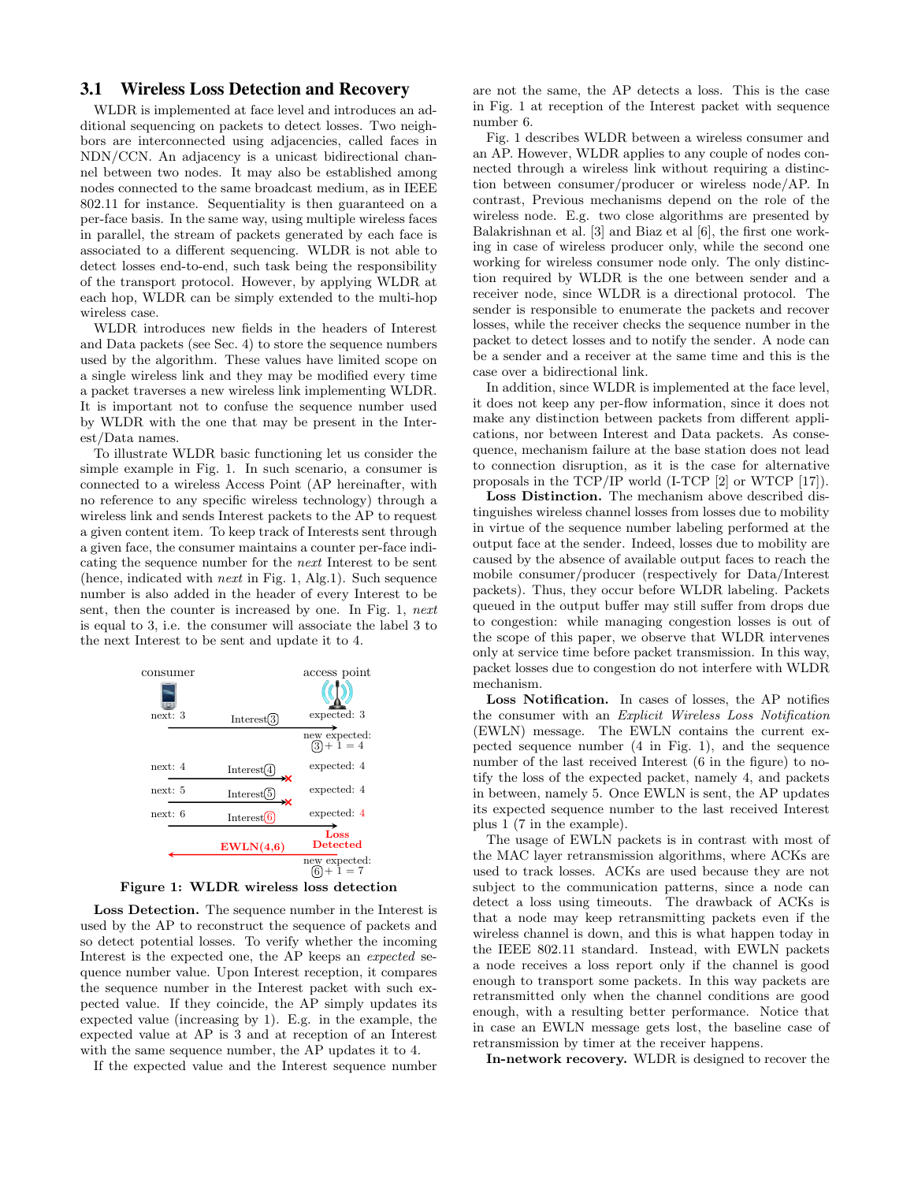### 3.1 Wireless Loss Detection and Recovery

WLDR is implemented at face level and introduces an additional sequencing on packets to detect losses. Two neighbors are interconnected using adjacencies, called faces in NDN/CCN. An adjacency is a unicast bidirectional channel between two nodes. It may also be established among nodes connected to the same broadcast medium, as in IEEE 802.11 for instance. Sequentiality is then guaranteed on a per-face basis. In the same way, using multiple wireless faces in parallel, the stream of packets generated by each face is associated to a different sequencing. WLDR is not able to detect losses end-to-end, such task being the responsibility of the transport protocol. However, by applying WLDR at each hop, WLDR can be simply extended to the multi-hop wireless case.

WLDR introduces new fields in the headers of Interest and Data packets (see Sec. 4) to store the sequence numbers used by the algorithm. These values have limited scope on a single wireless link and they may be modified every time a packet traverses a new wireless link implementing WLDR. It is important not to confuse the sequence number used by WLDR with the one that may be present in the Interest/Data names.

To illustrate WLDR basic functioning let us consider the simple example in Fig. 1. In such scenario, a consumer is connected to a wireless Access Point (AP hereinafter, with no reference to any specific wireless technology) through a wireless link and sends Interest packets to the AP to request a given content item. To keep track of Interests sent through a given face, the consumer maintains a counter per-face indicating the sequence number for the *next* Interest to be sent (hence, indicated with *next* in Fig. 1, Alg.1). Such sequence number is also added in the header of every Interest to be sent, then the counter is increased by one. In Fig. 1, *next* is equal to 3, i.e. the consumer will associate the label 3 to the next Interest to be sent and update it to 4.

**Figure 1: WLDR wireless loss detection**

**Loss Detection.** The sequence number in the Interest is used by the AP to reconstruct the sequence of packets and so detect potential losses. To verify whether the incoming Interest is the expected one, the AP keeps an *expected* sequence number value. Upon Interest reception, it compares the sequence number in the Interest packet with such expected value. If they coincide, the AP simply updates its expected value (increasing by 1). E.g. in the example, the expected value at AP is 3 and at reception of an Interest with the same sequence number, the AP updates it to 4.

If the expected value and the Interest sequence number are not the same, the AP detects a loss. This is the case in Fig. 1 at reception of the Interest packet with sequence number 6.

Fig. 1 describes WLDR between a wireless consumer and an AP. However, WLDR applies to any couple of nodes connected through a wireless link without requiring a distinction between consumer/producer or wireless node/AP. In contrast, Previous mechanisms depend on the role of the wireless node. E.g. two close algorithms are presented by Balakrishnan et al. [3] and Biaz et al [6], the first one working in case of wireless producer only, while the second one working for wireless consumer node only. The only distinction required by WLDR is the one between sender and a receiver node, since WLDR is a directional protocol. The sender is responsible to enumerate the packets and recover losses, while the receiver checks the sequence number in the packet to detect losses and to notify the sender. A node can be a sender and a receiver at the same time and this is the case over a bidirectional link.

In addition, since WLDR is implemented at the face level, it does not keep any per-flow information, since it does not make any distinction between packets from different applications, nor between Interest and Data packets. As consequence, mechanism failure at the base station does not lead to connection disruption, as it is the case for alternative proposals in the TCP/IP world (I-TCP [2] or WTCP [17]).

**Loss Distinction.** The mechanism above described distinguishes wireless channel losses from losses due to mobility in virtue of the sequence number labeling performed at the output face at the sender. Indeed, losses due to mobility are caused by the absence of available output faces to reach the mobile consumer/producer (respectively for Data/Interest packets). Thus, they occur before WLDR labeling. Packets queued in the output buffer may still suffer from drops due to congestion: while managing congestion losses is out of the scope of this paper, we observe that WLDR intervenes only at service time before packet transmission. In this way, packet losses due to congestion do not interfere with WLDR mechanism.

**Loss Notification.** In cases of losses, the AP notifies the consumer with an *Explicit Wireless Loss Notification* (EWLN) message. The EWLN contains the current expected sequence number (4 in Fig. 1), and the sequence number of the last received Interest (6 in the figure) to notify the loss of the expected packet, namely 4, and packets in between, namely 5. Once EWLN is sent, the AP updates its expected sequence number to the last received Interest plus 1 (7 in the example).

The usage of EWLN packets is in contrast with most of the MAC layer retransmission algorithms, where ACKs are used to track losses. ACKs are used because they are not subject to the communication patterns, since a node can detect a loss using timeouts. The drawback of ACKs is that a node may keep retransmitting packets even if the wireless channel is down, and this is what happen today in the IEEE 802.11 standard. Instead, with EWLN packets a node receives a loss report only if the channel is good enough to transport some packets. In this way packets are retransmitted only when the channel conditions are good enough, with a resulting better performance. Notice that in case an EWLN message gets lost, the baseline case of retransmission by timer at the receiver happens.

**In-network recovery.** WLDR is designed to recover the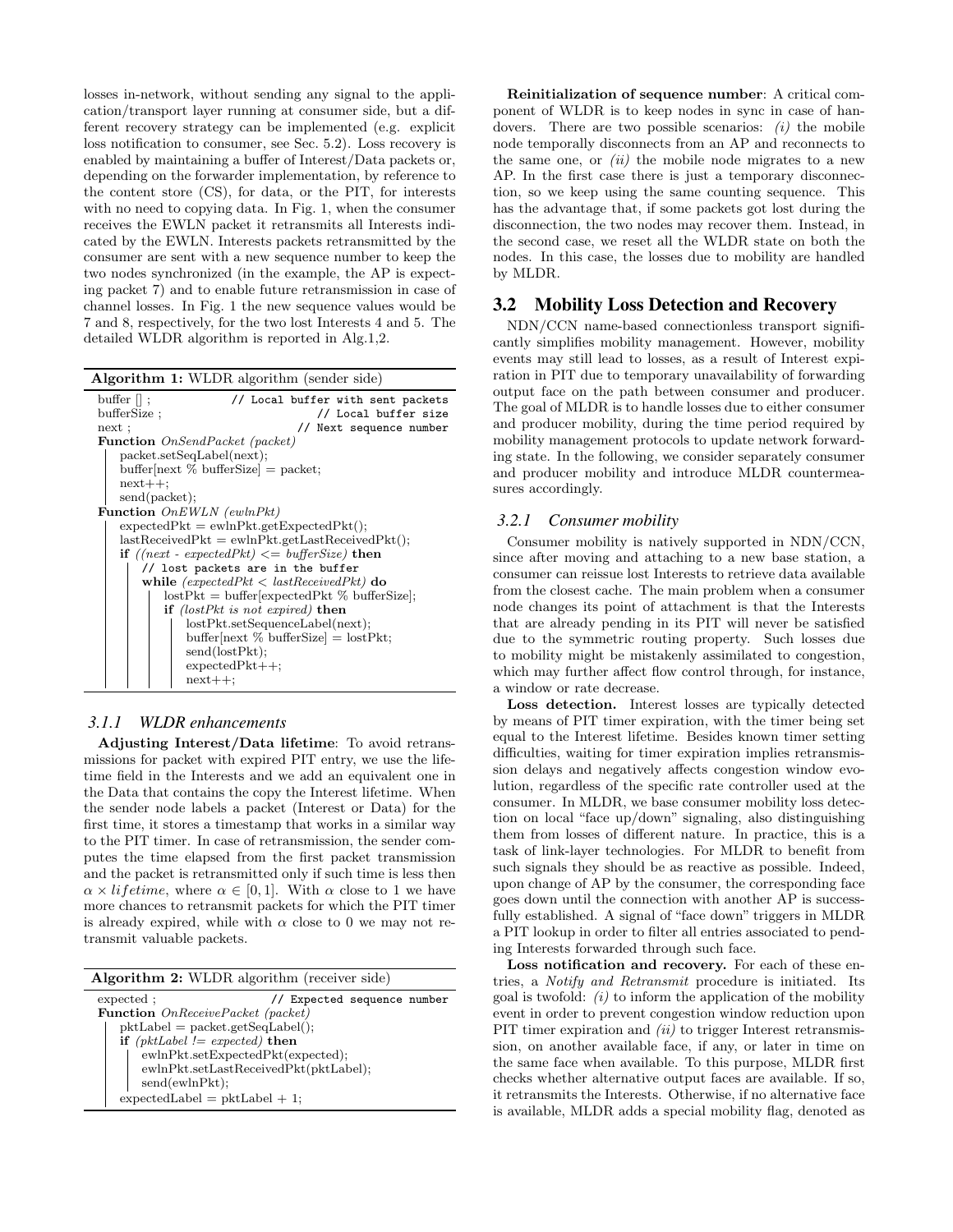losses in-network, without sending any signal to the application/transport layer running at consumer side, but a different recovery strategy can be implemented (e.g. explicit loss notification to consumer, see Sec. 5.2). Loss recovery is enabled by maintaining a buffer of Interest/Data packets or, depending on the forwarder implementation, by reference to the content store (CS), for data, or the PIT, for interests with no need to copying data. In Fig. 1, when the consumer receives the EWLN packet it retransmits all Interests indicated by the EWLN. Interests packets retransmitted by the consumer are sent with a new sequence number to keep the two nodes synchronized (in the example, the AP is expecting packet 7) and to enable future retransmission in case of channel losses. In Fig. 1 the new sequence values would be 7 and 8, respectively, for the two lost Interests 4 and 5. The detailed WLDR algorithm is reported in Alg.1,2.

**Algorithm 1:** WLDR algorithm (sender side)

```
buffer [] ;                    // Local buffer with sent packets
bufferSize ;                   // Local buffer size
next ;                         // Next sequence number
Function OnSendPacket (packet)
    packet.setSeqLabel(next);
    buffer[next % bufferSize] = packet;
    next++;
    send(packet);
Function OnEWLN (ewlnPkt)
    expectedPkt = ewlnPkt.getExpectedPkt();
    lastReceivedPkt = ewlnPkt.getLastReceivedPkt();
    if ((next - expectedPkt) <= bufferSize) then
        // lost packets are in the buffer
        while (expectedPkt < lastReceivedPkt) do
            lostPkt = buffer[expectedPkt % bufferSize];
            if (lostPkt is not expired) then
                lostPkt.setSequenceLabel(next);
                buffer[next % bufferSize] = lostPkt;
                send(lostPkt);
                expectedPkt++;
                next++;
```

### 3.1.1 WLDR enhancements

**Adjusting Interest/Data lifetime**: To avoid retransmissions for packet with expired PIT entry, we use the lifetime field in the Interests and we add an equivalent one in the Data that contains the copy the Interest lifetime. When the sender node labels a packet (Interest or Data) for the first time, it stores a timestamp that works in a similar way to the PIT timer. In case of retransmission, the sender computes the time elapsed from the first packet transmission and the packet is retransmitted only if such time is less then $\alpha \times lifetime$, where $\alpha \in [0, 1]$. With $\alpha$ close to 1 we have more chances to retransmit packets for which the PIT timer is already expired, while with $\alpha$ close to 0 we may not retransmit valuable packets.

**Algorithm 2:** WLDR algorithm (receiver side)

```
expected ;                     // Expected sequence number
Function OnReceivePacket (packet)
    pktLabel = packet.getSeqLabel();
    if (pktLabel != expected) then
        ewlnPkt.setExpectedPkt(expected);
        ewlnPkt.setLastReceivedPkt(pktLabel);
        send(ewlnPkt);
    expectedLabel = pktLabel + 1;
```

**Reinitialization of sequence number**: A critical component of WLDR is to keep nodes in sync in case of handovers. There are two possible scenarios: *(i)* the mobile node temporally disconnects from an AP and reconnects to the same one, or *(ii)* the mobile node migrates to a new AP. In the first case there is just a temporary disconnection, so we keep using the same counting sequence. This has the advantage that, if some packets got lost during the disconnection, the two nodes may recover them. Instead, in the second case, we reset all the WLDR state on both the nodes. In this case, the losses due to mobility are handled by MLDR.

## 3.2 Mobility Loss Detection and Recovery

NDN/CCN name-based connectionless transport significantly simplifies mobility management. However, mobility events may still lead to losses, as a result of Interest expiration in PIT due to temporary unavailability of forwarding output face on the path between consumer and producer. The goal of MLDR is to handle losses due to either consumer and producer mobility, during the time period required by mobility management protocols to update network forwarding state. In the following, we consider separately consumer and producer mobility and introduce MLDR countermeasures accordingly.

### 3.2.1 Consumer mobility

Consumer mobility is natively supported in NDN/CCN, since after moving and attaching to a new base station, a consumer can reissue lost Interests to retrieve data available from the closest cache. The main problem when a consumer node changes its point of attachment is that the Interests that are already pending in its PIT will never be satisfied due to the symmetric routing property. Such losses due to mobility might be mistakenly assimilated to congestion, which may further affect flow control through, for instance, a window or rate decrease.

**Loss detection.** Interest losses are typically detected by means of PIT timer expiration, with the timer being set equal to the Interest lifetime. Besides known timer setting difficulties, waiting for timer expiration implies retransmission delays and negatively affects congestion window evolution, regardless of the specific rate controller used at the consumer. In MLDR, we base consumer mobility loss detection on local "face up/down" signaling, also distinguishing them from losses of different nature. In practice, this is a task of link-layer technologies. For MLDR to benefit from such signals they should be as reactive as possible. Indeed, upon change of AP by the consumer, the corresponding face goes down until the connection with another AP is successfully established. A signal of "face down" triggers in MLDR a PIT lookup in order to filter all entries associated to pending Interests forwarded through such face.

**Loss notification and recovery.** For each of these entries, a *Notify and Retransmit* procedure is initiated. Its goal is twofold: *(i)* to inform the application of the mobility event in order to prevent congestion window reduction upon PIT timer expiration and *(ii)* to trigger Interest retransmission, on another available face, if any, or later in time on the same face when available. To this purpose, MLDR first checks whether alternative output faces are available. If so, it retransmits the Interests. Otherwise, if no alternative face is available, MLDR adds a special mobility flag, denoted as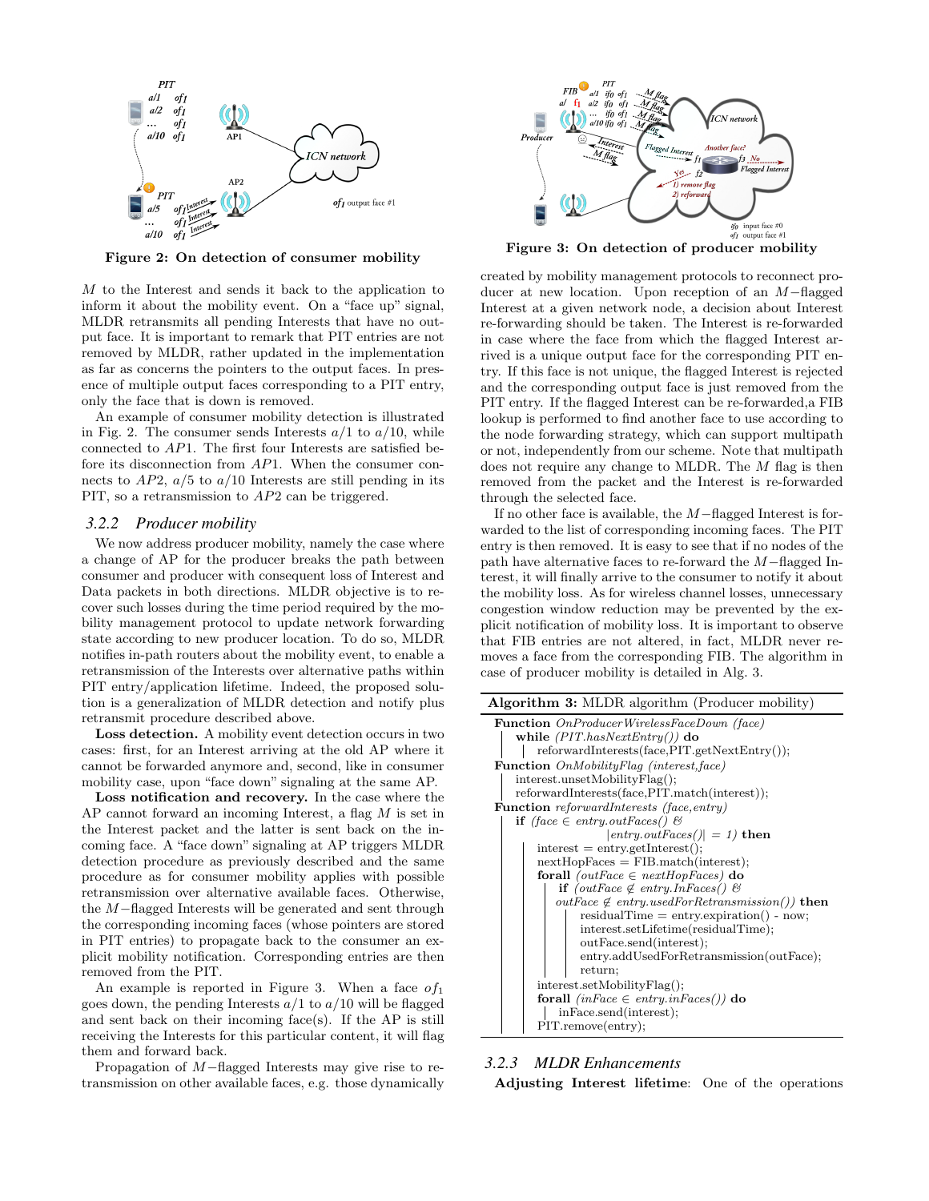Figure 2: On detection of consumer mobility

Figure 3: On detection of producer mobility

$M$ to the Interest and sends it back to the application to inform it about the mobility event. On a "face up" signal, MLDR retransmits all pending Interests that have no output face. It is important to remark that PIT entries are not removed by MLDR, rather updated in the implementation as far as concerns the pointers to the output faces. In presence of multiple output faces corresponding to a PIT entry, only the face that is down is removed.

An example of consumer mobility detection is illustrated in Fig. 2. The consumer sends Interests $a/1$ to $a/10$, while connected to $AP1$. The first four Interests are satisfied before its disconnection from $AP1$. When the consumer connects to $AP2$, $a/5$ to $a/10$ Interests are still pending in its PIT, so a retransmission to $AP2$ can be triggered.

### 3.2.2 *Producer mobility*

We now address producer mobility, namely the case where a change of AP for the producer breaks the path between consumer and producer with consequent loss of Interest and Data packets in both directions. MLDR objective is to recover such losses during the time period required by the mobility management protocol to update network forwarding state according to new producer location. To do so, MLDR notifies in-path routers about the mobility event, to enable a retransmission of the Interests over alternative paths within PIT entry/application lifetime. Indeed, the proposed solution is a generalization of MLDR detection and notify plus retransmit procedure described above.

**Loss detection.** A mobility event detection occurs in two cases: first, for an Interest arriving at the old AP where it cannot be forwarded anymore and, second, like in consumer mobility case, upon "face down" signaling at the same AP.

**Loss notification and recovery.** In the case where the AP cannot forward an incoming Interest, a flag $M$ is set in the Interest packet and the latter is sent back on the incoming face. A "face down" signaling at AP triggers MLDR detection procedure as previously described and the same procedure as for consumer mobility applies with possible retransmission over alternative available faces. Otherwise, the $M-$flagged Interests will be generated and sent through the corresponding incoming faces (whose pointers are stored in PIT entries) to propagate back to the consumer an explicit mobility notification. Corresponding entries are then removed from the PIT.

An example is reported in Figure 3. When a face $of_1$ goes down, the pending Interests $a/1$ to $a/10$ will be flagged and sent back on their incoming face(s). If the AP is still receiving the Interests for this particular content, it will flag them and forward back.

Propagation of $M-$flagged Interests may give rise to retransmission on other available faces, e.g. those dynamically created by mobility management protocols to reconnect producer at new location. Upon reception of an $M-$flagged Interest at a given network node, a decision about Interest re-forwarding should be taken. The Interest is re-forwarded in case where the face from which the flagged Interest arrived is a unique output face for the corresponding PIT entry. If this face is not unique, the flagged Interest is rejected and the corresponding output face is just removed from the PIT entry. If the flagged Interest can be re-forwarded,a FIB lookup is performed to find another face to use according to the node forwarding strategy, which can support multipath or not, independently from our scheme. Note that multipath does not require any change to MLDR. The $M$ flag is then removed from the packet and the Interest is re-forwarded through the selected face.

If no other face is available, the $M-$flagged Interest is forwarded to the list of corresponding incoming faces. The PIT entry is then removed. It is easy to see that if no nodes of the path have alternative faces to re-forward the $M-$flagged Interest, it will finally arrive to the consumer to notify it about the mobility loss. As for wireless channel losses, unnecessary congestion window reduction may be prevented by the explicit notification of mobility loss. It is important to observe that FIB entries are not altered, in fact, MLDR never removes a face from the corresponding FIB. The algorithm in case of producer mobility is detailed in Alg. 3.

**Algorithm 3:** MLDR algorithm (Producer mobility)

```
Function OnProducerWirelessFaceDown (face)
    while (PIT.hasNextEntry()) do
        reforwardInterests(face,PIT.getNextEntry());
Function OnMobilityFlag (interest,face)
    interest.unsetMobilityFlag();
    reforwardInterests(face,PIT.match(interest));
Function reforwardInterests (face,entry)
    if (face ∈ entry.outFaces() &
                |entry.outFaces()| = 1) then
        interest = entry.getInterest();
        nextHopFaces = FIB.match(interest);
        forall (outFace ∈ nextHopFaces) do
            if (outFace ∉ entry.InFaces() &
            outFace ∉ entry.usedForRetransmission()) then
                residualTime = entry.expiration() - now;
                interest.setLifetime(residualTime);
                outFace.send(interest);
                entry.addUsedForRetransmission(outFace);
                return;
        interest.setMobilityFlag();
        forall (inFace ∈ entry.inFaces()) do
            inFace.send(interest);
        PIT.remove(entry);
```

### 3.2.3 *MLDR Enhancements*

**Adjusting Interest lifetime**: One of the operations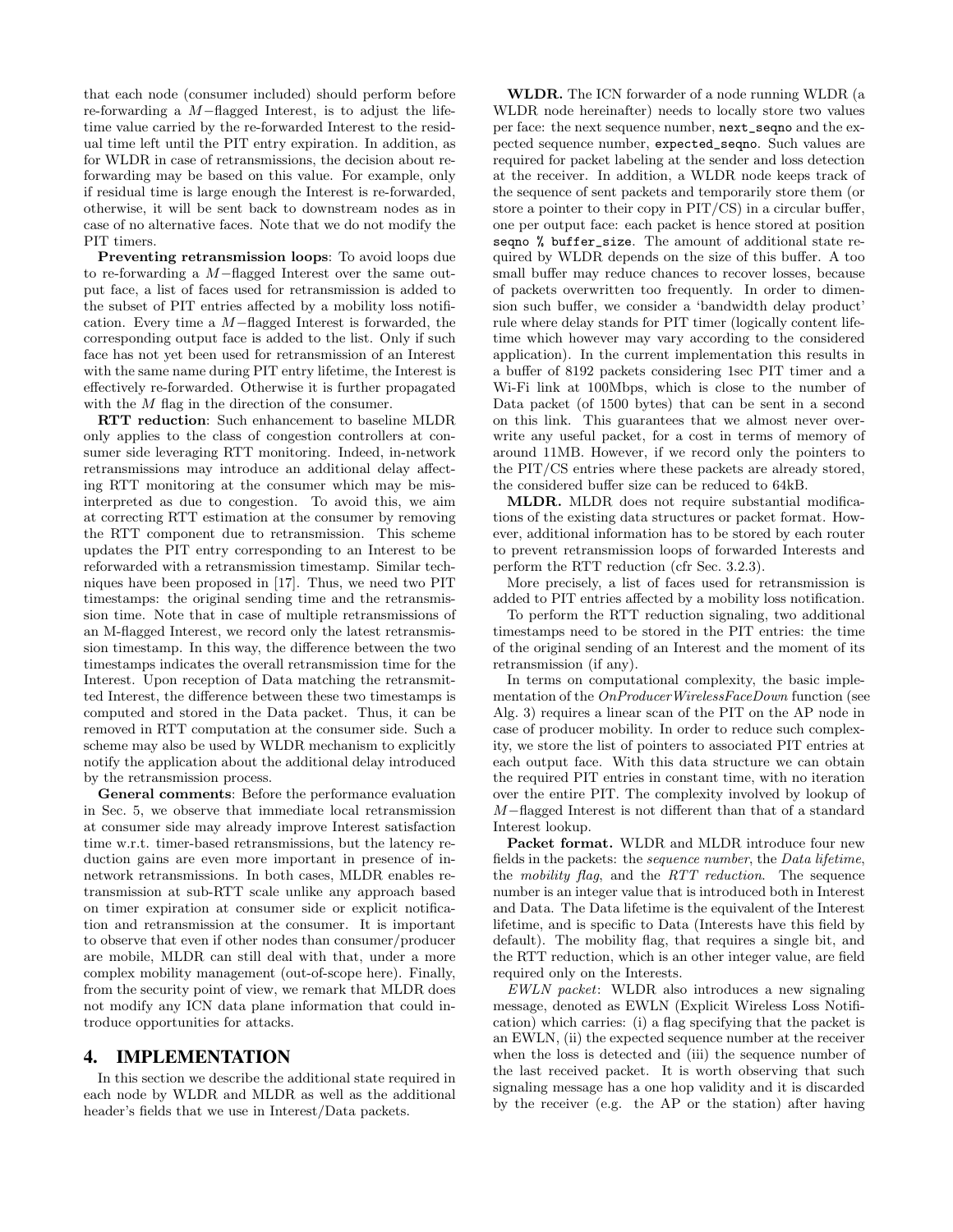that each node (consumer included) should perform before re-forwarding a $M-$flagged Interest, is to adjust the lifetime value carried by the re-forwarded Interest to the residual time left until the PIT entry expiration. In addition, as for WLDR in case of retransmissions, the decision about reforwarding may be based on this value. For example, only if residual time is large enough the Interest is re-forwarded, otherwise, it will be sent back to downstream nodes as in case of no alternative faces. Note that we do not modify the PIT timers.

**Preventing retransmission loops**: To avoid loops due to re-forwarding a $M-$flagged Interest over the same output face, a list of faces used for retransmission is added to the subset of PIT entries affected by a mobility loss notification. Every time a $M-$flagged Interest is forwarded, the corresponding output face is added to the list. Only if such face has not yet been used for retransmission of an Interest with the same name during PIT entry lifetime, the Interest is effectively re-forwarded. Otherwise it is further propagated with the $M$ flag in the direction of the consumer.

**RTT reduction**: Such enhancement to baseline MLDR only applies to the class of congestion controllers at consumer side leveraging RTT monitoring. Indeed, in-network retransmissions may introduce an additional delay affecting RTT monitoring at the consumer which may be misinterpreted as due to congestion. To avoid this, we aim at correcting RTT estimation at the consumer by removing the RTT component due to retransmission. This scheme updates the PIT entry corresponding to an Interest to be reforwarded with a retransmission timestamp. Similar techniques have been proposed in [17]. Thus, we need two PIT timestamps: the original sending time and the retransmission time. Note that in case of multiple retransmissions of an M-flagged Interest, we record only the latest retransmission timestamp. In this way, the difference between the two timestamps indicates the overall retransmission time for the Interest. Upon reception of Data matching the retransmitted Interest, the difference between these two timestamps is computed and stored in the Data packet. Thus, it can be removed in RTT computation at the consumer side. Such a scheme may also be used by WLDR mechanism to explicitly notify the application about the additional delay introduced by the retransmission process.

**General comments**: Before the performance evaluation in Sec. 5, we observe that immediate local retransmission at consumer side may already improve Interest satisfaction time w.r.t. timer-based retransmissions, but the latency reduction gains are even more important in presence of in-network retransmissions. In both cases, MLDR enables retransmission at sub-RTT scale unlike any approach based on timer expiration at consumer side or explicit notification and retransmission at the consumer. It is important to observe that even if other nodes than consumer/producer are mobile, MLDR can still deal with that, under a more complex mobility management (out-of-scope here). Finally, from the security point of view, we remark that MLDR does not modify any ICN data plane information that could introduce opportunities for attacks.

# 4. IMPLEMENTATION

In this section we describe the additional state required in each node by WLDR and MLDR as well as the additional header's fields that we use in Interest/Data packets.

**WLDR.** The ICN forwarder of a node running WLDR (a WLDR node hereinafter) needs to locally store two values per face: the next sequence number, `next_seqno` and the expected sequence number, `expected_seqno`. Such values are required for packet labeling at the sender and loss detection at the receiver. In addition, a WLDR node keeps track of the sequence of sent packets and temporarily store them (or store a pointer to their copy in PIT/CS) in a circular buffer, one per output face: each packet is hence stored at position `seqno % buffer_size`. The amount of additional state required by WLDR depends on the size of this buffer. A too small buffer may reduce chances to recover losses, because of packets overwritten too frequently. In order to dimension such buffer, we consider a 'bandwidth delay product' rule where delay stands for PIT timer (logically content lifetime which however may vary according to the considered application). In the current implementation this results in a buffer of 8192 packets considering 1sec PIT timer and a Wi-Fi link at 100Mbps, which is close to the number of Data packet (of 1500 bytes) that can be sent in a second on this link. This guarantees that we almost never overwrite any useful packet, for a cost in terms of memory of around 11MB. However, if we record only the pointers to the PIT/CS entries where these packets are already stored, the considered buffer size can be reduced to 64kB.

**MLDR.** MLDR does not require substantial modifications of the existing data structures or packet format. However, additional information has to be stored by each router to prevent retransmission loops of forwarded Interests and perform the RTT reduction (cfr Sec. 3.2.3).

More precisely, a list of faces used for retransmission is added to PIT entries affected by a mobility loss notification.

To perform the RTT reduction signaling, two additional timestamps need to be stored in the PIT entries: the time of the original sending of an Interest and the moment of its retransmission (if any).

In terms on computational complexity, the basic implementation of the *OnProducerWirelessFaceDown* function (see Alg. 3) requires a linear scan of the PIT on the AP node in case of producer mobility. In order to reduce such complexity, we store the list of pointers to associated PIT entries at each output face. With this data structure we can obtain the required PIT entries in constant time, with no iteration over the entire PIT. The complexity involved by lookup of $M-$flagged Interest is not different than that of a standard Interest lookup.

**Packet format.** WLDR and MLDR introduce four new fields in the packets: the *sequence number*, the *Data lifetime*, the *mobility flag*, and the *RTT reduction*. The sequence number is an integer value that is introduced both in Interest and Data. The Data lifetime is the equivalent of the Interest lifetime, and is specific to Data (Interests have this field by default). The mobility flag, that requires a single bit, and the RTT reduction, which is an other integer value, are field required only on the Interests.

*EWLN packet*: WLDR also introduces a new signaling message, denoted as EWLN (Explicit Wireless Loss Notification) which carries: (i) a flag specifying that the packet is an EWLN, (ii) the expected sequence number at the receiver when the loss is detected and (iii) the sequence number of the last received packet. It is worth observing that such signaling message has a one hop validity and it is discarded by the receiver (e.g. the AP or the station) after having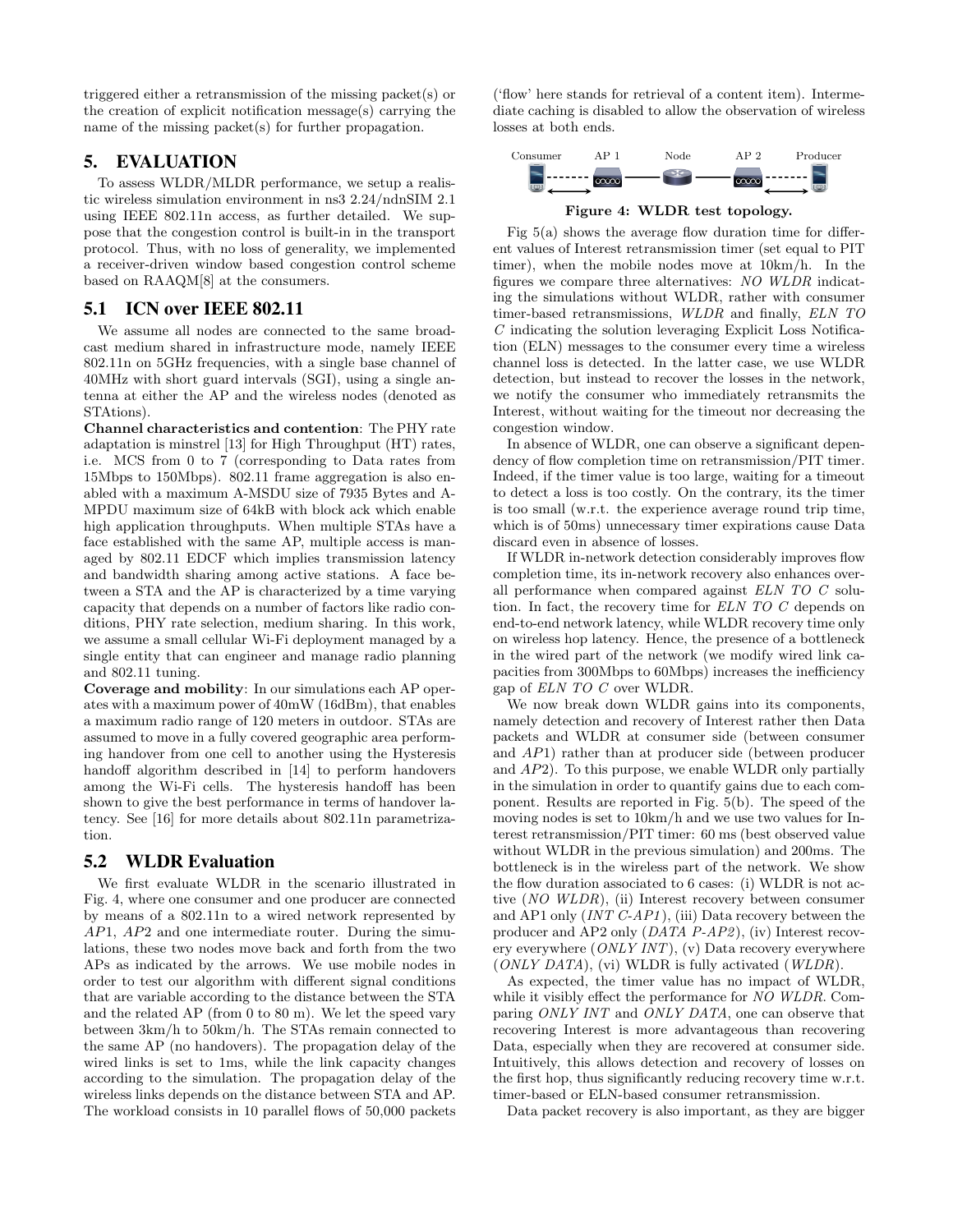triggered either a retransmission of the missing packet(s) or the creation of explicit notification message(s) carrying the name of the missing packet(s) for further propagation.

# 5. EVALUATION

To assess WLDR/MLDR performance, we setup a realistic wireless simulation environment in ns3 2.24/ndnSIM 2.1 using IEEE 802.11n access, as further detailed. We suppose that the congestion control is built-in in the transport protocol. Thus, with no loss of generality, we implemented a receiver-driven window based congestion control scheme based on RAAQM[8] at the consumers.

## 5.1 ICN over IEEE 802.11

We assume all nodes are connected to the same broadcast medium shared in infrastructure mode, namely IEEE 802.11n on 5GHz frequencies, with a single base channel of 40MHz with short guard intervals (SGI), using a single antenna at either the AP and the wireless nodes (denoted as STAtions).

**Channel characteristics and contention**: The PHY rate adaptation is minstrel [13] for High Throughput (HT) rates, i.e. MCS from 0 to 7 (corresponding to Data rates from 15Mbps to 150Mbps). 802.11 frame aggregation is also enabled with a maximum A-MSDU size of 7935 Bytes and A-MPDU maximum size of 64kB with block ack which enable high application throughputs. When multiple STAs have a face established with the same AP, multiple access is managed by 802.11 EDCF which implies transmission latency and bandwidth sharing among active stations. A face between a STA and the AP is characterized by a time varying capacity that depends on a number of factors like radio conditions, PHY rate selection, medium sharing. In this work, we assume a small cellular Wi-Fi deployment managed by a single entity that can engineer and manage radio planning and 802.11 tuning.

**Coverage and mobility**: In our simulations each AP operates with a maximum power of 40mW (16dBm), that enables a maximum radio range of 120 meters in outdoor. STAs are assumed to move in a fully covered geographic area performing handover from one cell to another using the Hysteresis handoff algorithm described in [14] to perform handovers among the Wi-Fi cells. The hysteresis handoff has been shown to give the best performance in terms of handover latency. See [16] for more details about 802.11n parametrization.

## 5.2 WLDR Evaluation

We first evaluate WLDR in the scenario illustrated in Fig. 4, where one consumer and one producer are connected by means of a 802.11n to a wired network represented by *AP*1, *AP*2 and one intermediate router. During the simulations, these two nodes move back and forth from the two APs as indicated by the arrows. We use mobile nodes in order to test our algorithm with different signal conditions that are variable according to the distance between the STA and the related AP (from 0 to 80 m). We let the speed vary between 3km/h to 50km/h. The STAs remain connected to the same AP (no handovers). The propagation delay of the wired links is set to 1ms, while the link capacity changes according to the simulation. The propagation delay of the wireless links depends on the distance between STA and AP. The workload consists in 10 parallel flows of 50,000 packets ('flow' here stands for retrieval of a content item). Intermediate caching is disabled to allow the observation of wireless losses at both ends.

Consumer AP 1 Node AP 2 Producer

**Figure 4: WLDR test topology.**

Fig 5(a) shows the average flow duration time for different values of Interest retransmission timer (set equal to PIT timer), when the mobile nodes move at 10km/h. In the figures we compare three alternatives: *NO WLDR* indicating the simulations without WLDR, rather with consumer timer-based retransmissions, *WLDR* and finally, *ELN TO C* indicating the solution leveraging Explicit Loss Notification (ELN) messages to the consumer every time a wireless channel loss is detected. In the latter case, we use WLDR detection, but instead to recover the losses in the network, we notify the consumer who immediately retransmits the Interest, without waiting for the timeout nor decreasing the congestion window.

In absence of WLDR, one can observe a significant dependency of flow completion time on retransmission/PIT timer. Indeed, if the timer value is too large, waiting for a timeout to detect a loss is too costly. On the contrary, its the timer is too small (w.r.t. the experience average round trip time, which is of 50ms) unnecessary timer expirations cause Data discard even in absence of losses.

If WLDR in-network detection considerably improves flow completion time, its in-network recovery also enhances overall performance when compared against *ELN TO C* solution. In fact, the recovery time for *ELN TO C* depends on end-to-end network latency, while WLDR recovery time only on wireless hop latency. Hence, the presence of a bottleneck in the wired part of the network (we modify wired link capacities from 300Mbps to 60Mbps) increases the inefficiency gap of *ELN TO C* over WLDR.

We now break down WLDR gains into its components, namely detection and recovery of Interest rather then Data packets and WLDR at consumer side (between consumer and *AP*1) rather than at producer side (between producer and *AP*2). To this purpose, we enable WLDR only partially in the simulation in order to quantify gains due to each component. Results are reported in Fig. 5(b). The speed of the moving nodes is set to 10km/h and we use two values for Interest retransmission/PIT timer: 60 ms (best observed value without WLDR in the previous simulation) and 200ms. The bottleneck is in the wireless part of the network. We show the flow duration associated to 6 cases: (i) WLDR is not active (*NO WLDR*), (ii) Interest recovery between consumer and AP1 only (*INT C-AP1*), (iii) Data recovery between the producer and AP2 only (*DATA P-AP2*), (iv) Interest recovery everywhere (*ONLY INT*), (v) Data recovery everywhere (*ONLY DATA*), (vi) WLDR is fully activated (*WLDR*).

As expected, the timer value has no impact of WLDR, while it visibly effect the performance for *NO WLDR*. Comparing *ONLY INT* and *ONLY DATA*, one can observe that recovering Interest is more advantageous than recovering Data, especially when they are recovered at consumer side. Intuitively, this allows detection and recovery of losses on the first hop, thus significantly reducing recovery time w.r.t. timer-based or ELN-based consumer retransmission.

Data packet recovery is also important, as they are bigger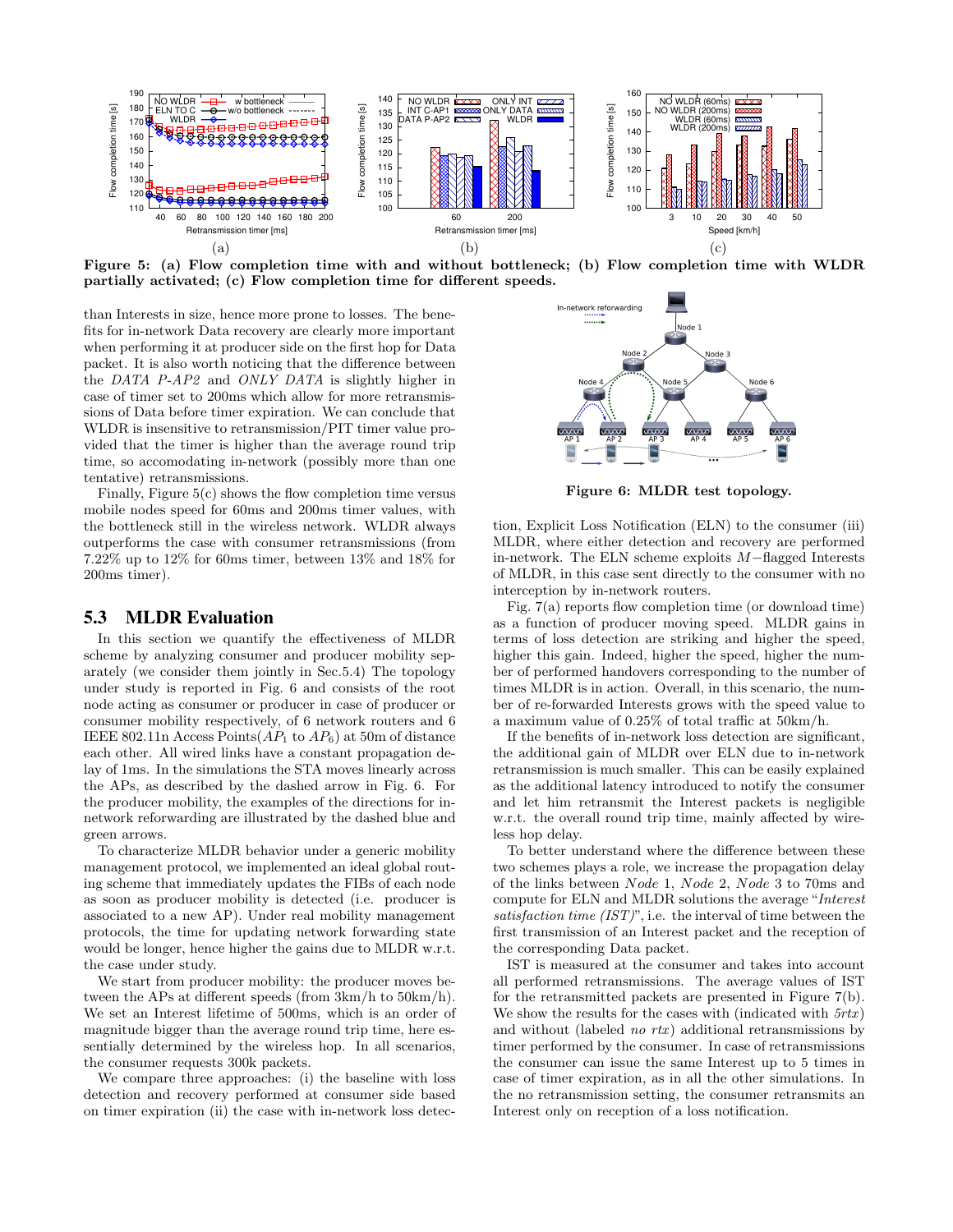**Figure 5: (a) Flow completion time with and without bottleneck; (b) Flow completion time with WLDR partially activated; (c) Flow completion time for different speeds.**

than Interests in size, hence more prone to losses. The benefits for in-network Data recovery are clearly more important when performing it at producer side on the first hop for Data packet. It is also worth noticing that the difference between the *DATA P-AP2* and *ONLY DATA* is slightly higher in case of timer set to 200ms which allow for more retransmissions of Data before timer expiration. We can conclude that WLDR is insensitive to retransmission/PIT timer value provided that the timer is higher than the average round trip time, so accomodating in-network (possibly more than one tentative) retransmissions.

Finally, Figure 5(c) shows the flow completion time versus mobile nodes speed for 60ms and 200ms timer values, with the bottleneck still in the wireless network. WLDR always outperforms the case with consumer retransmissions (from 7.22% up to 12% for 60ms timer, between 13% and 18% for 200ms timer).

### 5.3 MLDR Evaluation

In this section we quantify the effectiveness of MLDR scheme by analyzing consumer and producer mobility separately (we consider them jointly in Sec.5.4) The topology under study is reported in Fig. 6 and consists of the root node acting as consumer or producer in case of producer or consumer mobility respectively, of 6 network routers and 6 IEEE 802.11n Access Points($AP_1$ to $AP_6$) at 50m of distance each other. All wired links have a constant propagation delay of 1ms. In the simulations the STA moves linearly across the APs, as described by the dashed arrow in Fig. 6. For the producer mobility, the examples of the directions for in-network reforwarding are illustrated by the dashed blue and green arrows.

To characterize MLDR behavior under a generic mobility management protocol, we implemented an ideal global routing scheme that immediately updates the FIBs of each node as soon as producer mobility is detected (i.e. producer is associated to a new AP). Under real mobility management protocols, the time for updating network forwarding state would be longer, hence higher the gains due to MLDR w.r.t. the case under study.

We start from producer mobility: the producer moves between the APs at different speeds (from 3km/h to 50km/h). We set an Interest lifetime of 500ms, which is an order of magnitude bigger than the average round trip time, here essentially determined by the wireless hop. In all scenarios, the consumer requests 300k packets.

We compare three approaches: (i) the baseline with loss detection and recovery performed at consumer side based on timer expiration (ii) the case with in-network loss detection, Explicit Loss Notification (ELN) to the consumer (iii) MLDR, where either detection and recovery are performed in-network. The ELN scheme exploits $M-$flagged Interests of MLDR, in this case sent directly to the consumer with no interception by in-network routers.

**Figure 6: MLDR test topology.**

Fig. 7(a) reports flow completion time (or download time) as a function of producer moving speed. MLDR gains in terms of loss detection are striking and higher the speed, higher this gain. Indeed, higher the speed, higher the number of performed handovers corresponding to the number of times MLDR is in action. Overall, in this scenario, the number of re-forwarded Interests grows with the speed value to a maximum value of 0.25% of total traffic at 50km/h.

If the benefits of in-network loss detection are significant, the additional gain of MLDR over ELN due to in-network retransmission is much smaller. This can be easily explained as the additional latency introduced to notify the consumer and let him retransmit the Interest packets is negligible w.r.t. the overall round trip time, mainly affected by wireless hop delay.

To better understand where the difference between these two schemes plays a role, we increase the propagation delay of the links between *Node* 1, *Node* 2, *Node* 3 to 70ms and compute for ELN and MLDR solutions the average "*Interest satisfaction time (IST)*", i.e. the interval of time between the first transmission of an Interest packet and the reception of the corresponding Data packet.

IST is measured at the consumer and takes into account all performed retransmissions. The average values of IST for the retransmitted packets are presented in Figure 7(b). We show the results for the cases with (indicated with *5rtx*) and without (labeled *no rtx*) additional retransmissions by timer performed by the consumer. In case of retransmissions the consumer can issue the same Interest up to 5 times in case of timer expiration, as in all the other simulations. In the no retransmission setting, the consumer retransmits an Interest only on reception of a loss notification.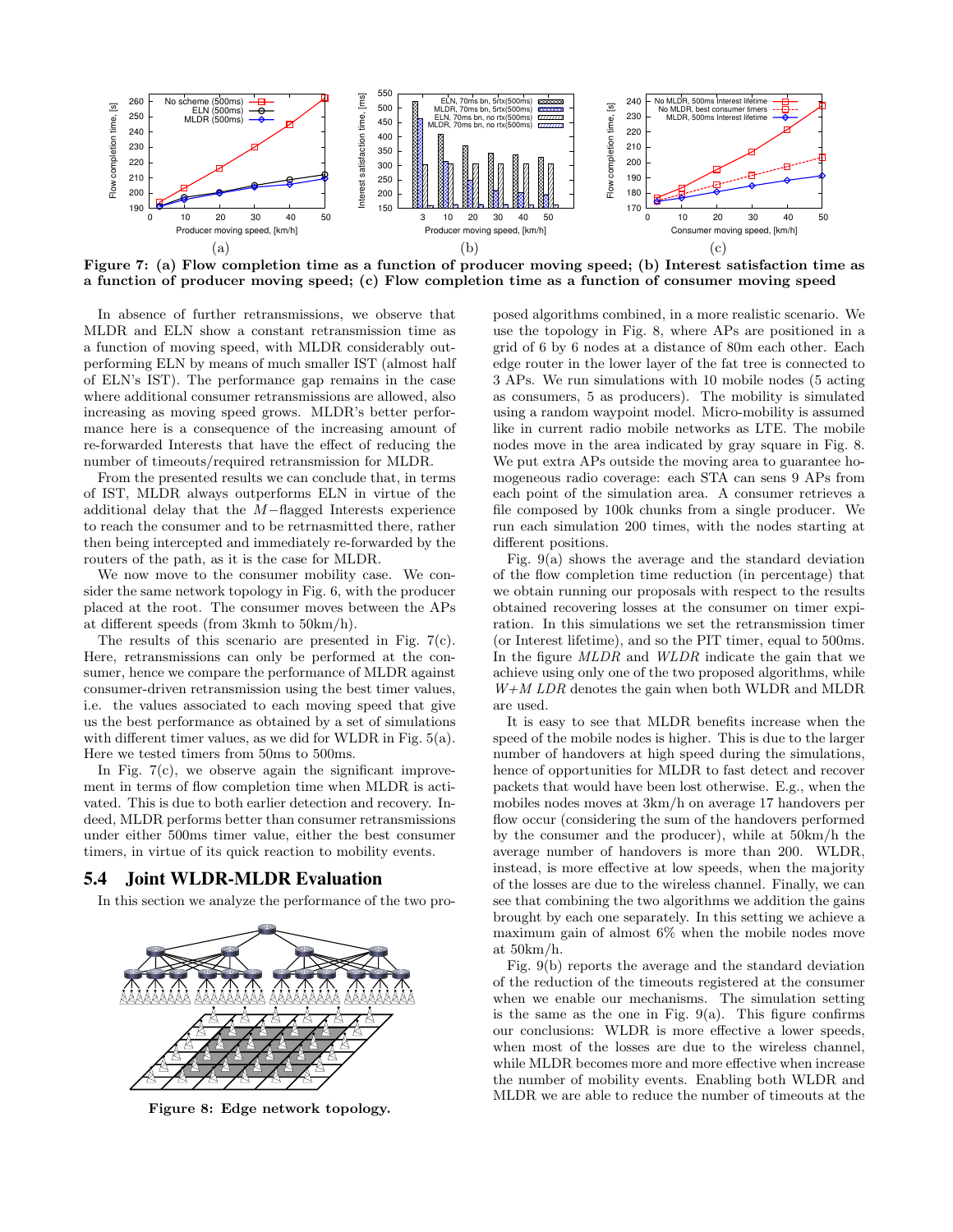**Figure 7: (a) Flow completion time as a function of producer moving speed; (b) Interest satisfaction time as a function of producer moving speed; (c) Flow completion time as a function of consumer moving speed**

In absence of further retransmissions, we observe that MLDR and ELN show a constant retransmission time as a function of moving speed, with MLDR considerably outperforming ELN by means of much smaller IST (almost half of ELN's IST). The performance gap remains in the case where additional consumer retransmissions are allowed, also increasing as moving speed grows. MLDR's better performance here is a consequence of the increasing amount of re-forwarded Interests that have the effect of reducing the number of timeouts/required retransmission for MLDR.

From the presented results we can conclude that, in terms of IST, MLDR always outperforms ELN in virtue of the additional delay that the $M-$flagged Interests experience to reach the consumer and to be retrnasmitted there, rather then being intercepted and immediately re-forwarded by the routers of the path, as it is the case for MLDR.

We now move to the consumer mobility case. We consider the same network topology in Fig. 6, with the producer placed at the root. The consumer moves between the APs at different speeds (from 3kmh to 50km/h).

The results of this scenario are presented in Fig. 7(c). Here, retransmissions can only be performed at the consumer, hence we compare the performance of MLDR against consumer-driven retransmission using the best timer values, i.e. the values associated to each moving speed that give us the best performance as obtained by a set of simulations with different timer values, as we did for WLDR in Fig. 5(a). Here we tested timers from 50ms to 500ms.

In Fig. 7(c), we observe again the significant improvement in terms of flow completion time when MLDR is activated. This is due to both earlier detection and recovery. Indeed, MLDR performs better than consumer retransmissions under either 500ms timer value, either the best consumer timers, in virtue of its quick reaction to mobility events.

## 5.4 Joint WLDR-MLDR Evaluation

In this section we analyze the performance of the two proposed algorithms combined, in a more realistic scenario. We use the topology in Fig. 8, where APs are positioned in a grid of 6 by 6 nodes at a distance of 80m each other. Each edge router in the lower layer of the fat tree is connected to 3 APs. We run simulations with 10 mobile nodes (5 acting as consumers, 5 as producers). The mobility is simulated using a random waypoint model. Micro-mobility is assumed like in current radio mobile networks as LTE. The mobile nodes move in the area indicated by gray square in Fig. 8. We put extra APs outside the moving area to guarantee homogeneous radio coverage: each STA can sens 9 APs from each point of the simulation area. A consumer retrieves a file composed by 100k chunks from a single producer. We run each simulation 200 times, with the nodes starting at different positions.

**Figure 8: Edge network topology.**

Fig. 9(a) shows the average and the standard deviation of the flow completion time reduction (in percentage) that we obtain running our proposals with respect to the results obtained recovering losses at the consumer on timer expiration. In this simulations we set the retransmission timer (or Interest lifetime), and so the PIT timer, equal to 500ms. In the figure *MLDR* and *WLDR* indicate the gain that we achieve using only one of the two proposed algorithms, while *W+M LDR* denotes the gain when both WLDR and MLDR are used.

It is easy to see that MLDR benefits increase when the speed of the mobile nodes is higher. This is due to the larger number of handovers at high speed during the simulations, hence of opportunities for MLDR to fast detect and recover packets that would have been lost otherwise. E.g., when the mobiles nodes moves at 3km/h on average 17 handovers per flow occur (considering the sum of the handovers performed by the consumer and the producer), while at 50km/h the average number of handovers is more than 200. WLDR, instead, is more effective at low speeds, when the majority of the losses are due to the wireless channel. Finally, we can see that combining the two algorithms we addition the gains brought by each one separately. In this setting we achieve a maximum gain of almost 6% when the mobile nodes move at 50km/h.

Fig. 9(b) reports the average and the standard deviation of the reduction of the timeouts registered at the consumer when we enable our mechanisms. The simulation setting is the same as the one in Fig. 9(a). This figure confirms our conclusions: WLDR is more effective a lower speeds, when most of the losses are due to the wireless channel, while MLDR becomes more and more effective when increase the number of mobility events. Enabling both WLDR and MLDR we are able to reduce the number of timeouts at the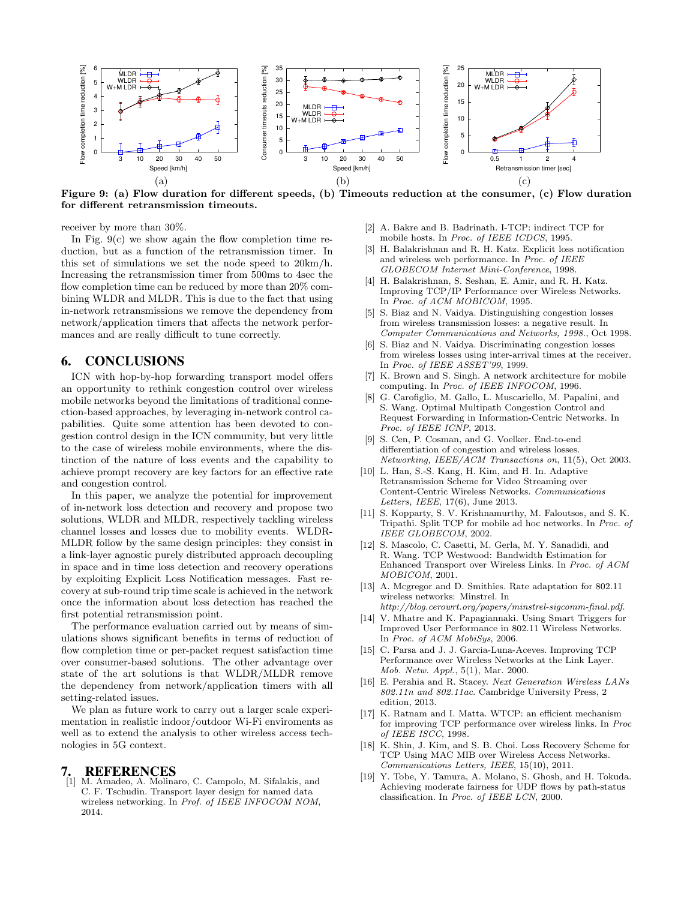(a)

Flow completion time reduction [%]

Speed [km/h]

MLDR
WLDR
W+M LDR

0 1 2 3 4 5 6

3 10 20 30 40 50

(b)

Consumer timeouts reduction [%]

Speed [km/h]

MLDR
WLDR
W+M LDR

0 5 10 15 20 25 30 35

3 10 20 30 40 50

(c)

Flow completion time reduction [%]

Retransmission timer [sec]

MLDR
WLDR
W+M LDR

0 5 10 15 20 25

0.5 1 2 4

**Figure 9: (a) Flow duration for different speeds, (b) Timeouts reduction at the consumer, (c) Flow duration for different retransmission timeouts.**

receiver by more than 30%.

In Fig. 9(c) we show again the flow completion time reduction, but as a function of the retransmission timer. In this set of simulations we set the node speed to 20km/h. Increasing the retransmission timer from 500ms to 4sec the flow completion time can be reduced by more than 20% combining WLDR and MLDR. This is due to the fact that using in-network retransmissions we remove the dependency from network/application timers that affects the network performances and are really difficult to tune correctly.

## 6. CONCLUSIONS

ICN with hop-by-hop forwarding transport model offers an opportunity to rethink congestion control over wireless mobile networks beyond the limitations of traditional connection-based approaches, by leveraging in-network control capabilities. Quite some attention has been devoted to congestion control design in the ICN community, but very little to the case of wireless mobile environments, where the distinction of the nature of loss events and the capability to achieve prompt recovery are key factors for an effective rate and congestion control.

In this paper, we analyze the potential for improvement of in-network loss detection and recovery and propose two solutions, WLDR and MLDR, respectively tackling wireless channel losses and losses due to mobility events. WLDR-MLDR follow by the same design principles: they consist in a link-layer agnostic purely distributed approach decoupling in space and in time loss detection and recovery operations by exploiting Explicit Loss Notification messages. Fast recovery at sub-round trip time scale is achieved in the network once the information about loss detection has reached the first potential retransmission point.

The performance evaluation carried out by means of simulations shows significant benefits in terms of reduction of flow completion time or per-packet request satisfaction time over consumer-based solutions. The other advantage over state of the art solutions is that WLDR/MLDR remove the dependency from network/application timers with all setting-related issues.

We plan as future work to carry out a larger scale experimentation in realistic indoor/outdoor Wi-Fi enviroments as well as to extend the analysis to other wireless access technologies in 5G context.

## 7. REFERENCES

[1] M. Amadeo, A. Molinaro, C. Campolo, M. Sifalakis, and C. F. Tschudin. Transport layer design for named data wireless networking. In *Prof. of IEEE INFOCOM NOM*, 2014.

[2] A. Bakre and B. Badrinath. I-TCP: indirect TCP for mobile hosts. In *Proc. of IEEE ICDCS*, 1995.

[3] H. Balakrishnan and R. H. Katz. Explicit loss notification and wireless web performance. In *Proc. of IEEE GLOBECOM Internet Mini-Conference*, 1998.

[4] H. Balakrishnan, S. Seshan, E. Amir, and R. H. Katz. Improving TCP/IP Performance over Wireless Networks. In *Proc. of ACM MOBICOM*, 1995.

[5] S. Biaz and N. Vaidya. Distinguishing congestion losses from wireless transmission losses: a negative result. In *Computer Communications and Networks, 1998.*, Oct 1998.

[6] S. Biaz and N. Vaidya. Discriminating congestion losses from wireless losses using inter-arrival times at the receiver. In *Proc. of IEEE ASSET'99*, 1999.

[7] K. Brown and S. Singh. A network architecture for mobile computing. In *Proc. of IEEE INFOCOM*, 1996.

[8] G. Carofiglio, M. Gallo, L. Muscariello, M. Papalini, and S. Wang. Optimal Multipath Congestion Control and Request Forwarding in Information-Centric Networks. In *Proc. of IEEE ICNP*, 2013.

[9] S. Cen, P. Cosman, and G. Voelker. End-to-end differentiation of congestion and wireless losses. *Networking, IEEE/ACM Transactions on*, 11(5), Oct 2003.

[10] L. Han, S.-S. Kang, H. Kim, and H. In. Adaptive Retransmission Scheme for Video Streaming over Content-Centric Wireless Networks. *Communications Letters, IEEE*, 17(6), June 2013.

[11] S. Kopparty, S. V. Krishnamurthy, M. Faloutsos, and S. K. Tripathi. Split TCP for mobile ad hoc networks. In *Proc. of IEEE GLOBECOM*, 2002.

[12] S. Mascolo, C. Casetti, M. Gerla, M. Y. Sanadidi, and R. Wang. TCP Westwood: Bandwidth Estimation for Enhanced Transport over Wireless Links. In *Proc. of ACM MOBICOM*, 2001.

[13] A. Mcgregor and D. Smithies. Rate adaptation for 802.11 wireless networks: Minstrel. In *http://blog.cerowrt.org/papers/minstrel-sigcomm-final.pdf*.

[14] V. Mhatre and K. Papagiannaki. Using Smart Triggers for Improved User Performance in 802.11 Wireless Networks. In *Proc. of ACM MobiSys*, 2006.

[15] C. Parsa and J. J. Garcia-Luna-Aceves. Improving TCP Performance over Wireless Networks at the Link Layer. *Mob. Netw. Appl.*, 5(1), Mar. 2000.

[16] E. Perahia and R. Stacey. *Next Generation Wireless LANs 802.11n and 802.11ac*. Cambridge University Press, 2 edition, 2013.

[17] K. Ratnam and I. Matta. WTCP: an efficient mechanism for improving TCP performance over wireless links. In *Proc of IEEE ISCC*, 1998.

[18] K. Shin, J. Kim, and S. B. Choi. Loss Recovery Scheme for TCP Using MAC MIB over Wireless Access Networks. *Communications Letters, IEEE*, 15(10), 2011.

[19] Y. Tobe, Y. Tamura, A. Molano, S. Ghosh, and H. Tokuda. Achieving moderate fairness for UDP flows by path-status classification. In *Proc. of IEEE LCN*, 2000.